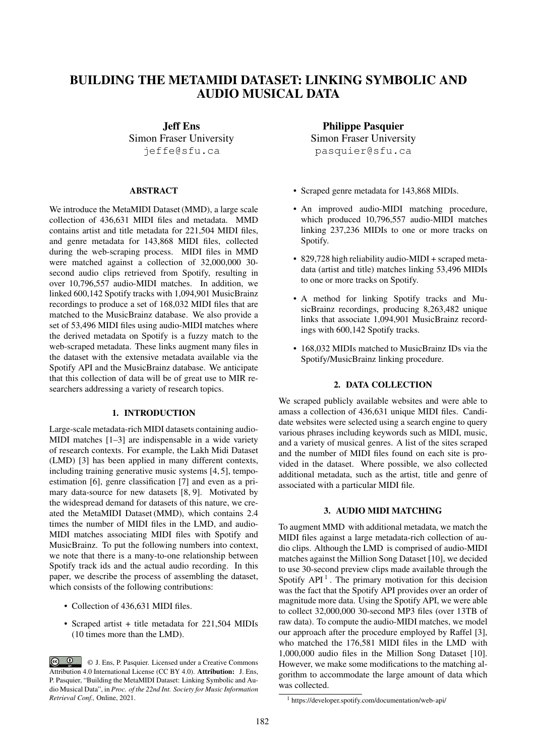# BUILDING THE METAMIDI DATASET: LINKING SYMBOLIC AND AUDIO MUSICAL DATA

**Jeff Ens**
Simon Fraser University
jeffe@sfu.ca

**Philippe Pasquier**
Simon Fraser University
pasquier@sfu.ca

## ABSTRACT

We introduce the MetaMIDI Dataset (MMD), a large scale collection of 436,631 MIDI files and metadata. MMD contains artist and title metadata for 221,504 MIDI files, and genre metadata for 143,868 MIDI files, collected during the web-scraping process. MIDI files in MMD were matched against a collection of 32,000,000 30-second audio clips retrieved from Spotify, resulting in over 10,796,557 audio-MIDI matches. In addition, we linked 600,142 Spotify tracks with 1,094,901 MusicBrainz recordings to produce a set of 168,032 MIDI files that are matched to the MusicBrainz database. We also provide a set of 53,496 MIDI files using audio-MIDI matches where the derived metadata on Spotify is a fuzzy match to the web-scraped metadata. These links augment many files in the dataset with the extensive metadata available via the Spotify API and the MusicBrainz database. We anticipate that this collection of data will be of great use to MIR researchers addressing a variety of research topics.

## 1. INTRODUCTION

Large-scale metadata-rich MIDI datasets containing audio-MIDI matches [1–3] are indispensable in a wide variety of research contexts. For example, the Lakh Midi Dataset (LMD) [3] has been applied in many different contexts, including training generative music systems [4, 5], tempo-estimation [6], genre classification [7] and even as a primary data-source for new datasets [8, 9]. Motivated by the widespread demand for datasets of this nature, we created the MetaMIDI Dataset (MMD), which contains 2.4 times the number of MIDI files in the LMD, and audio-MIDI matches associating MIDI files with Spotify and MusicBrainz. To put the following numbers into context, we note that there is a many-to-one relationship between Spotify track ids and the actual audio recording. In this paper, we describe the process of assembling the dataset, which consists of the following contributions:

- Collection of 436,631 MIDI files.
- Scraped artist + title metadata for 221,504 MIDIs (10 times more than the LMD).
- Scraped genre metadata for 143,868 MIDIs.
- An improved audio-MIDI matching procedure, which produced 10,796,557 audio-MIDI matches linking 237,236 MIDIs to one or more tracks on Spotify.
- 829,728 high reliability audio-MIDI + scraped metadata (artist and title) matches linking 53,496 MIDIs to one or more tracks on Spotify.
- A method for linking Spotify tracks and MusicBrainz recordings, producing 8,263,482 unique links that associate 1,094,901 MusicBrainz recordings with 600,142 Spotify tracks.
- 168,032 MIDIs matched to MusicBrainz IDs via the Spotify/MusicBrainz linking procedure.

## 2. DATA COLLECTION

We scraped publicly available websites and were able to amass a collection of 436,631 unique MIDI files. Candidate websites were selected using a search engine to query various phrases including keywords such as MIDI, music, and a variety of musical genres. A list of the sites scraped and the number of MIDI files found on each site is provided in the dataset. Where possible, we also collected additional metadata, such as the artist, title and genre of associated with a particular MIDI file.

## 3. AUDIO MIDI MATCHING

To augment MMD with additional metadata, we match the MIDI files against a large metadata-rich collection of audio clips. Although the LMD is comprised of audio-MIDI matches against the Million Song Dataset [10], we decided to use 30-second preview clips made available through the Spotify API [1]. The primary motivation for this decision was the fact that the Spotify API provides over an order of magnitude more data. Using the Spotify API, we were able to collect 32,000,000 30-second MP3 files (over 13TB of raw data). To compute the audio-MIDI matches, we model our approach after the procedure employed by Raffel [3], who matched the 176,581 MIDI files in the LMD with 1,000,000 audio files in the Million Song Dataset [10]. However, we make some modifications to the matching algorithm to accommodate the large amount of data which was collected.

[1] https://developer.spotify.com/documentation/web-api/

© J. Ens, P. Pasquier. Licensed under a Creative Commons Attribution 4.0 International License (CC BY 4.0). **Attribution:** J. Ens, P. Pasquier, "Building the MetaMIDI Dataset: Linking Symbolic and Audio Musical Data", in *Proc. of the 22nd Int. Society for Music Information Retrieval Conf.,* Online, 2021.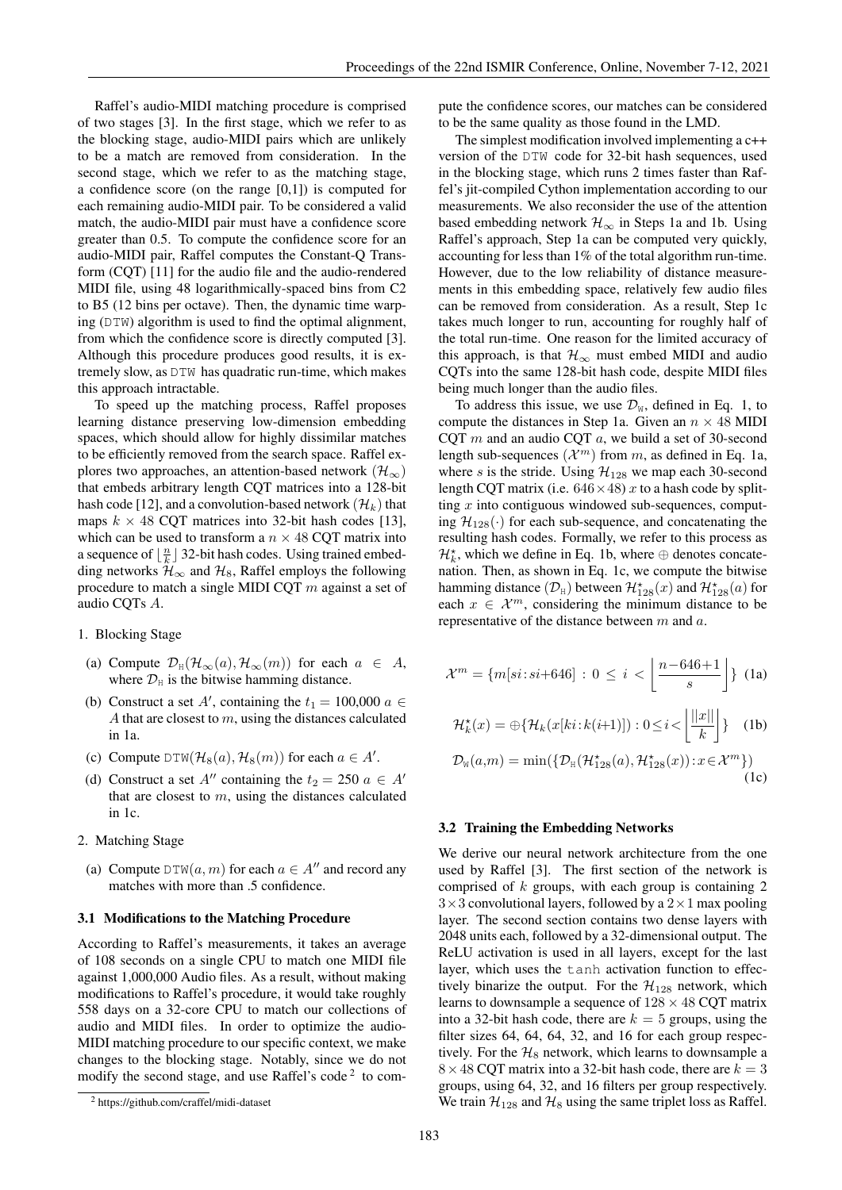Raffel's audio-MIDI matching procedure is comprised of two stages [3]. In the first stage, which we refer to as the blocking stage, audio-MIDI pairs which are unlikely to be a match are removed from consideration. In the second stage, which we refer to as the matching stage, a confidence score (on the range [0,1]) is computed for each remaining audio-MIDI pair. To be considered a valid match, the audio-MIDI pair must have a confidence score greater than 0.5. To compute the confidence score for an audio-MIDI pair, Raffel computes the Constant-Q Transform (CQT) [11] for the audio file and the audio-rendered MIDI file, using 48 logarithmically-spaced bins from C2 to B5 (12 bins per octave). Then, the dynamic time warping (`DTW`) algorithm is used to find the optimal alignment, from which the confidence score is directly computed [3]. Although this procedure produces good results, it is extremely slow, as `DTW` has quadratic run-time, which makes this approach intractable.

To speed up the matching process, Raffel proposes learning distance preserving low-dimension embedding spaces, which should allow for highly dissimilar matches to be efficiently removed from the search space. Raffel explores two approaches, an attention-based network ($\mathcal{H}_\infty$) that embeds arbitrary length CQT matrices into a 128-bit hash code [12], and a convolution-based network ($\mathcal{H}_k$) that maps $k \times 48$ CQT matrices into 32-bit hash codes [13], which can be used to transform a $n \times 48$ CQT matrix into a sequence of $\lfloor \frac{n}{k} \rfloor$ 32-bit hash codes. Using trained embedding networks $\mathcal{H}_\infty$ and $\mathcal{H}_8$, Raffel employs the following procedure to match a single MIDI CQT $m$ against a set of audio CQTs $A$.

1. Blocking Stage
   (a) Compute $\mathcal{D}_{\text{H}}(\mathcal{H}_\infty(a), \mathcal{H}_\infty(m))$ for each $a \in A$, where $\mathcal{D}_{\text{H}}$ is the bitwise hamming distance.
   (b) Construct a set $A'$, containing the $t_1 = 100{,}000$ $a \in A$ that are closest to $m$, using the distances calculated in 1a.
   (c) Compute $\texttt{DTW}(\mathcal{H}_8(a), \mathcal{H}_8(m))$ for each $a \in A'$.
   (d) Construct a set $A''$ containing the $t_2 = 250$ $a \in A'$ that are closest to $m$, using the distances calculated in 1c.
2. Matching Stage
   (a) Compute $\texttt{DTW}(a, m)$ for each $a \in A''$ and record any matches with more than .5 confidence.

### 3.1 Modifications to the Matching Procedure

According to Raffel's measurements, it takes an average of 108 seconds on a single CPU to match one MIDI file against 1,000,000 Audio files. As a result, without making modifications to Raffel's procedure, it would take roughly 558 days on a 32-core CPU to match our collections of audio and MIDI files. In order to optimize the audio-MIDI matching procedure to our specific context, we make changes to the blocking stage. Notably, since we do not modify the second stage, and use Raffel's code [2] to compute the confidence scores, our matches can be considered to be the same quality as those found in the LMD.

The simplest modification involved implementing a c++ version of the `DTW` code for 32-bit hash sequences, used in the blocking stage, which runs 2 times faster than Raffel's jit-compiled Cython implementation according to our measurements. We also reconsider the use of the attention based embedding network $\mathcal{H}_\infty$ in Steps 1a and 1b. Using Raffel's approach, Step 1a can be computed very quickly, accounting for less than 1% of the total algorithm run-time. However, due to the low reliability of distance measurements in this embedding space, relatively few audio files can be removed from consideration. As a result, Step 1c takes much longer to run, accounting for roughly half of the total run-time. One reason for the limited accuracy of this approach, is that $\mathcal{H}_\infty$ must embed MIDI and audio CQTs into the same 128-bit hash code, despite MIDI files being much longer than the audio files.

To address this issue, we use $\mathcal{D}_{\text{W}}$, defined in Eq. 1, to compute the distances in Step 1a. Given an $n \times 48$ MIDI CQT $m$ and an audio CQT $a$, we build a set of 30-second length sub-sequences ($\mathcal{X}^m$) from $m$, as defined in Eq. 1a, where $s$ is the stride. Using $\mathcal{H}_{128}$ we map each 30-second length CQT matrix (i.e. $646 \times 48$) $x$ to a hash code by splitting $x$ into contiguous windowed sub-sequences, computing $\mathcal{H}_{128}(\cdot)$ for each sub-sequence, and concatenating the resulting hash codes. Formally, we refer to this process as $\mathcal{H}^\star_k$, which we define in Eq. 1b, where $\oplus$ denotes concatenation. Then, as shown in Eq. 1c, we compute the bitwise hamming distance ($\mathcal{D}_{\text{H}}$) between $\mathcal{H}^\star_{128}(x)$ and $\mathcal{H}^\star_{128}(a)$ for each $x \in \mathcal{X}^m$, considering the minimum distance to be representative of the distance between $m$ and $a$.

$$\mathcal{X}^m = \{m[si\!:\!si{+}646] \,:\, 0 \,\leq\, i \,<\, \left\lfloor \frac{n{-}646{+}1}{s} \right\rfloor\} \quad \text{(1a)}$$

$$\mathcal{H}^\star_k(x) = \oplus\{\mathcal{H}_k(x[ki\!:\!k(i{+}1)]) : 0 \leq i < \left\lfloor \frac{||x||}{k} \right\rfloor\} \quad \text{(1b)}$$

$$\mathcal{D}_{\text{W}}(a,m) = \min(\{\mathcal{D}_{\text{H}}(\mathcal{H}^\star_{128}(a), \mathcal{H}^\star_{128}(x)) : x \in \mathcal{X}^m\}) \quad \text{(1c)}$$

### 3.2 Training the Embedding Networks

We derive our neural network architecture from the one used by Raffel [3]. The first section of the network is comprised of $k$ groups, with each group is containing 2 $3 \times 3$ convolutional layers, followed by a $2 \times 1$ max pooling layer. The second section contains two dense layers with 2048 units each, followed by a 32-dimensional output. The ReLU activation is used in all layers, except for the last layer, which uses the `tanh` activation function to effectively binarize the output. For the $\mathcal{H}_{128}$ network, which learns to downsample a sequence of $128 \times 48$ CQT matrix into a 32-bit hash code, there are $k = 5$ groups, using the filter sizes 64, 64, 64, 32, and 16 for each group respectively. For the $\mathcal{H}_8$ network, which learns to downsample a $8 \times 48$ CQT matrix into a 32-bit hash code, there are $k = 3$ groups, using 64, 32, and 16 filters per group respectively. We train $\mathcal{H}_{128}$ and $\mathcal{H}_8$ using the same triplet loss as Raffel.

[2] https://github.com/craffel/midi-dataset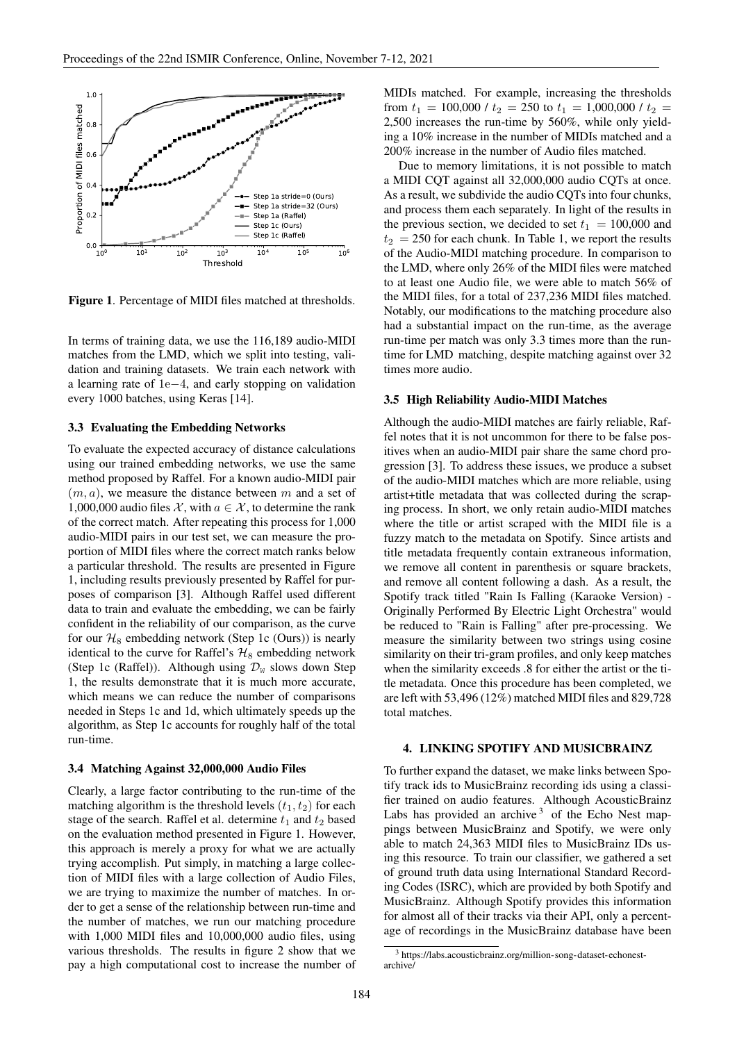Figure 1. Percentage of MIDI files matched at thresholds.

In terms of training data, we use the 116,189 audio-MIDI matches from the LMD, which we split into testing, validation and training datasets. We train each network with a learning rate of 1e−4, and early stopping on validation every 1000 batches, using Keras [14].

### 3.3 Evaluating the Embedding Networks

To evaluate the expected accuracy of distance calculations using our trained embedding networks, we use the same method proposed by Raffel. For a known audio-MIDI pair $(m, a)$, we measure the distance between $m$ and a set of 1,000,000 audio files $\mathcal{X}$, with $a \in \mathcal{X}$, to determine the rank of the correct match. After repeating this process for 1,000 audio-MIDI pairs in our test set, we can measure the proportion of MIDI files where the correct match ranks below a particular threshold. The results are presented in Figure 1, including results previously presented by Raffel for purposes of comparison [3]. Although Raffel used different data to train and evaluate the embedding, we can be fairly confident in the reliability of our comparison, as the curve for our $\mathcal{H}_8$ embedding network (Step 1c (Ours)) is nearly identical to the curve for Raffel's $\mathcal{H}_8$ embedding network (Step 1c (Raffel)). Although using $\mathcal{D}_{\mathbb{W}}$ slows down Step 1, the results demonstrate that it is much more accurate, which means we can reduce the number of comparisons needed in Steps 1c and 1d, which ultimately speeds up the algorithm, as Step 1c accounts for roughly half of the total run-time.

### 3.4 Matching Against 32,000,000 Audio Files

Clearly, a large factor contributing to the run-time of the matching algorithm is the threshold levels $(t_1, t_2)$ for each stage of the search. Raffel et al. determine $t_1$ and $t_2$ based on the evaluation method presented in Figure 1. However, this approach is merely a proxy for what we are actually trying accomplish. Put simply, in matching a large collection of MIDI files with a large collection of Audio Files, we are trying to maximize the number of matches. In order to get a sense of the relationship between run-time and the number of matches, we run our matching procedure with 1,000 MIDI files and 10,000,000 audio files, using various thresholds. The results in figure 2 show that we pay a high computational cost to increase the number of MIDIs matched. For example, increasing the thresholds from $t_1$ = 100,000 / $t_2$ = 250 to $t_1$ = 1,000,000 / $t_2$ = 2,500 increases the run-time by 560%, while only yielding a 10% increase in the number of MIDIs matched and a 200% increase in the number of Audio files matched.

Due to memory limitations, it is not possible to match a MIDI CQT against all 32,000,000 audio CQTs at once. As a result, we subdivide the audio CQTs into four chunks, and process them each separately. In light of the results in the previous section, we decided to set $t_1$ = 100,000 and $t_2$ = 250 for each chunk. In Table 1, we report the results of the Audio-MIDI matching procedure. In comparison to the LMD, where only 26% of the MIDI files were matched to at least one Audio file, we were able to match 56% of the MIDI files, for a total of 237,236 MIDI files matched. Notably, our modifications to the matching procedure also had a substantial impact on the run-time, as the average run-time per match was only 3.3 times more than the run-time for LMD matching, despite matching against over 32 times more audio.

### 3.5 High Reliability Audio-MIDI Matches

Although the audio-MIDI matches are fairly reliable, Raffel notes that it is not uncommon for there to be false positives when an audio-MIDI pair share the same chord progression [3]. To address these issues, we produce a subset of the audio-MIDI matches which are more reliable, using artist+title metadata that was collected during the scraping process. In short, we only retain audio-MIDI matches where the title or artist scraped with the MIDI file is a fuzzy match to the metadata on Spotify. Since artists and title metadata frequently contain extraneous information, we remove all content in parenthesis or square brackets, and remove all content following a dash. As a result, the Spotify track titled "Rain Is Falling (Karaoke Version) - Originally Performed By Electric Light Orchestra" would be reduced to "Rain is Falling" after pre-processing. We measure the similarity between two strings using cosine similarity on their tri-gram profiles, and only keep matches when the similarity exceeds .8 for either the artist or the title metadata. Once this procedure has been completed, we are left with 53,496 (12%) matched MIDI files and 829,728 total matches.

## 4. LINKING SPOTIFY AND MUSICBRAINZ

To further expand the dataset, we make links between Spotify track ids to MusicBrainz recording ids using a classifier trained on audio features. Although AcousticBrainz Labs has provided an archive [3] of the Echo Nest mappings between MusicBrainz and Spotify, we were only able to match 24,363 MIDI files to MusicBrainz IDs using this resource. To train our classifier, we gathered a set of ground truth data using International Standard Recording Codes (ISRC), which are provided by both Spotify and MusicBrainz. Although Spotify provides this information for almost all of their tracks via their API, only a percentage of recordings in the MusicBrainz database have been

[3] https://labs.acousticbrainz.org/million-song-dataset-echonest-archive/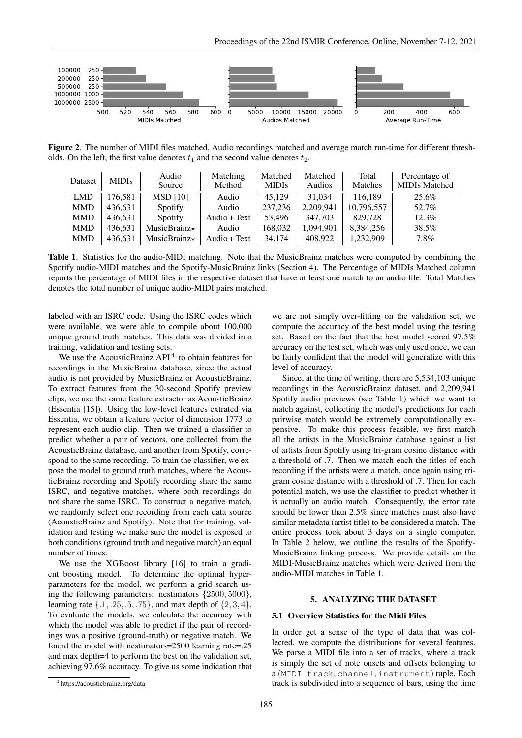**Figure 2**. The number of MIDI files matched, Audio recordings matched and average match run-time for different thresholds. On the left, the first value denotes $t_1$ and the second value denotes $t_2$.

| Dataset | MIDIs | Audio Source | Matching Method | Matched MIDIs | Matched Audios | Total Matches | Percentage of MIDIs Matched |
|---|---|---|---|---|---|---|---|
| LMD | 176,581 | MSD [10] | Audio | 45,129 | 31,034 | 116,189 | 25.6% |
| MMD | 436,631 | Spotify | Audio | 237,236 | 2,209,941 | 10,796,557 | 52.7% |
| MMD | 436,631 | Spotify | Audio + Text | 53,496 | 347,703 | 829,728 | 12.3% |
| MMD | 436,631 | MusicBrainz⋆ | Audio | 168,032 | 1,094,901 | 8,384,256 | 38.5% |
| MMD | 436,631 | MusicBrainz⋆ | Audio + Text | 34,174 | 408,922 | 1,232,909 | 7.8% |

**Table 1**. Statistics for the audio-MIDI matching. Note that the MusicBrainz matches were computed by combining the Spotify audio-MIDI matches and the Spotify-MusicBrainz links (Section 4). The Percentage of MIDIs Matched column reports the percentage of MIDI files in the respective dataset that have at least one match to an audio file. Total Matches denotes the total number of unique audio-MIDI pairs matched.

labeled with an ISRC code. Using the ISRC codes which were available, we were able to compile about 100,000 unique ground truth matches. This data was divided into training, validation and testing sets.

We use the AcousticBrainz API [4] to obtain features for recordings in the MusicBrainz database, since the actual audio is not provided by MusicBrainz or AcousticBrainz. To extract features from the 30-second Spotify preview clips, we use the same feature extractor as AcousticBrainz (Essentia [15]). Using the low-level features extrated via Essentia, we obtain a feature vector of dimension 1773 to represent each audio clip. Then we trained a classifier to predict whether a pair of vectors, one collected from the AcousticBrainz database, and another from Spotify, correspond to the same recording. To train the classifier, we expose the model to ground truth matches, where the AcousticBrainz recording and Spotify recording share the same ISRC, and negative matches, where both recordings do not share the same ISRC. To construct a negative match, we randomly select one recording from each data source (AcousticBrainz and Spotify). Note that for training, validation and testing we make sure the model is exposed to both conditions (ground truth and negative match) an equal number of times.

We use the XGBoost library [16] to train a gradient boosting model. To determine the optimal hyperparameters for the model, we perform a grid search using the following parameters: nestimators $\{2500, 5000\}$, learning rate $\{.1, .25, .5, .75\}$, and max depth of $\{2, 3, 4\}$. To evaluate the models, we calculate the accuracy with which the model was able to predict if the pair of recordings was a positive (ground-truth) or negative match. We found the model with nestimators=2500 learning rate=.25 and max depth=4 to perform the best on the validation set, achieving 97.6% accuracy. To give us some indication that we are not simply over-fitting on the validation set, we compute the accuracy of the best model using the testing set. Based on the fact that the best model scored 97.5% accuracy on the test set, which was only used once, we can be fairly confident that the model will generalize with this level of accuracy.

Since, at the time of writing, there are 5,534,103 unique recordings in the AcousticBrainz dataset, and 2,209,941 Spotify audio previews (see Table 1) which we want to match against, collecting the model's predictions for each pairwise match would be extremely computationally expensive. To make this process feasible, we first match all the artists in the MusicBrainz database against a list of artists from Spotify using tri-gram cosine distance with a threshold of .7. Then we match each the titles of each recording if the artists were a match, once again using tri-gram cosine distance with a threshold of .7. Then for each potential match, we use the classifier to predict whether it is actually an audio match. Consequently, the error rate should be lower than 2.5% since matches must also have similar metadata (artist title) to be considered a match. The entire process took about 3 days on a single computer. In Table 2 below, we outline the results of the Spotify-MusicBrainz linking process. We provide details on the MIDI-MusicBrainz matches which were derived from the audio-MIDI matches in Table 1.

[4] https://acousticbrainz.org/data

## 5. ANALYZING THE DATASET

### 5.1 Overview Statistics for the Midi Files

In order get a sense of the type of data that was collected, we compute the distributions for several features. We parse a MIDI file into a set of tracks, where a track is simply the set of note onsets and offsets belonging to a (`MIDI track`, `channel`, `instrument`) tuple. Each track is subdivided into a sequence of bars, using the time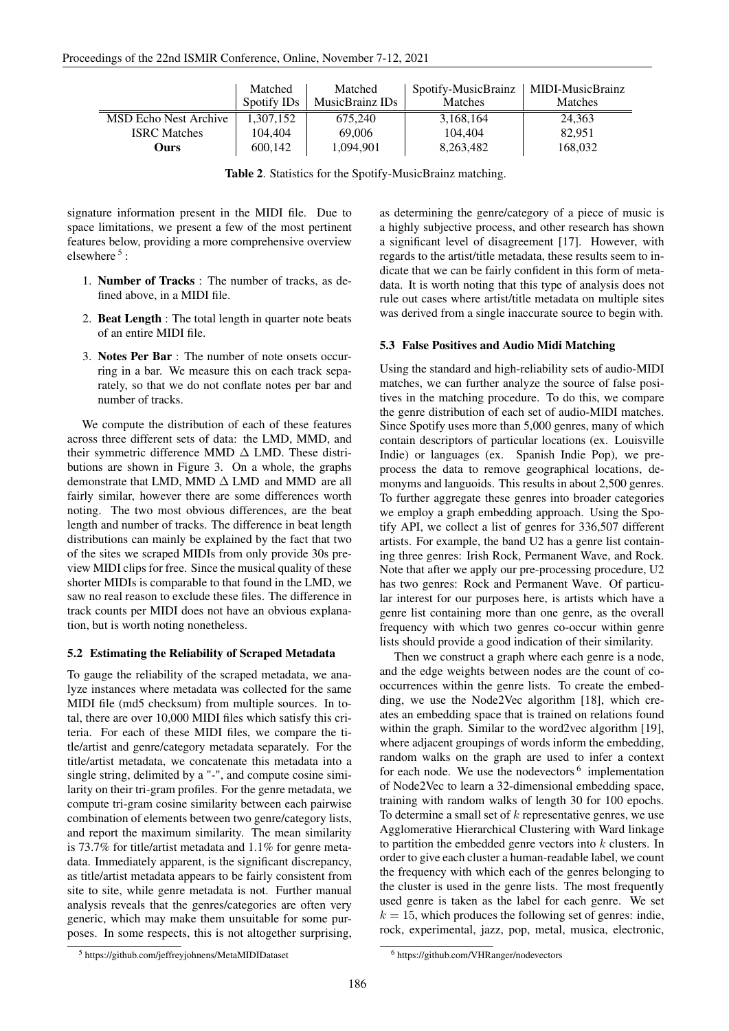| | Matched Spotify IDs | Matched MusicBrainz IDs | Spotify-MusicBrainz Matches | MIDI-MusicBrainz Matches |
|---|---|---|---|---|
| MSD Echo Nest Archive | 1,307,152 | 675,240 | 3,168,164 | 24,363 |
| ISRC Matches | 104,404 | 69,006 | 104,404 | 82,951 |
| **Ours** | 600,142 | 1,094,901 | 8,263,482 | 168,032 |

**Table 2**. Statistics for the Spotify-MusicBrainz matching.

signature information present in the MIDI file. Due to space limitations, we present a few of the most pertinent features below, providing a more comprehensive overview elsewhere [5]:

1. **Number of Tracks** : The number of tracks, as defined above, in a MIDI file.
2. **Beat Length** : The total length in quarter note beats of an entire MIDI file.
3. **Notes Per Bar** : The number of note onsets occurring in a bar. We measure this on each track separately, so that we do not conflate notes per bar and number of tracks.

We compute the distribution of each of these features across three different sets of data: the LMD, MMD, and their symmetric difference MMD $\Delta$ LMD. These distributions are shown in Figure 3. On a whole, the graphs demonstrate that LMD, MMD $\Delta$ LMD and MMD are all fairly similar, however there are some differences worth noting. The two most obvious differences, are the beat length and number of tracks. The difference in beat length distributions can mainly be explained by the fact that two of the sites we scraped MIDIs from only provide 30s preview MIDI clips for free. Since the musical quality of these shorter MIDIs is comparable to that found in the LMD, we saw no real reason to exclude these files. The difference in track counts per MIDI does not have an obvious explanation, but is worth noting nonetheless.

### 5.2 Estimating the Reliability of Scraped Metadata

To gauge the reliability of the scraped metadata, we analyze instances where metadata was collected for the same MIDI file (md5 checksum) from multiple sources. In total, there are over 10,000 MIDI files which satisfy this criteria. For each of these MIDI files, we compare the title/artist and genre/category metadata separately. For the title/artist metadata, we concatenate this metadata into a single string, delimited by a "-", and compute cosine similarity on their tri-gram profiles. For the genre metadata, we compute tri-gram cosine similarity between each pairwise combination of elements between two genre/category lists, and report the maximum similarity. The mean similarity is 73.7% for title/artist metadata and 1.1% for genre metadata. Immediately apparent, is the significant discrepancy, as title/artist metadata appears to be fairly consistent from site to site, while genre metadata is not. Further manual analysis reveals that the genres/categories are often very generic, which may make them unsuitable for some purposes. In some respects, this is not altogether surprising, as determining the genre/category of a piece of music is a highly subjective process, and other research has shown a significant level of disagreement [17]. However, with regards to the artist/title metadata, these results seem to indicate that we can be fairly confident in this form of metadata. It is worth noting that this type of analysis does not rule out cases where artist/title metadata on multiple sites was derived from a single inaccurate source to begin with.

### 5.3 False Positives and Audio Midi Matching

Using the standard and high-reliability sets of audio-MIDI matches, we can further analyze the source of false positives in the matching procedure. To do this, we compare the genre distribution of each set of audio-MIDI matches. Since Spotify uses more than 5,000 genres, many of which contain descriptors of particular locations (ex. Louisville Indie) or languages (ex. Spanish Indie Pop), we preprocess the data to remove geographical locations, demonyms and languoids. This results in about 2,500 genres. To further aggregate these genres into broader categories we employ a graph embedding approach. Using the Spotify API, we collect a list of genres for 336,507 different artists. For example, the band U2 has a genre list containing three genres: Irish Rock, Permanent Wave, and Rock. Note that after we apply our pre-processing procedure, U2 has two genres: Rock and Permanent Wave. Of particular interest for our purposes here, is artists which have a genre list containing more than one genre, as the overall frequency with which two genres co-occur within genre lists should provide a good indication of their similarity.

Then we construct a graph where each genre is a node, and the edge weights between nodes are the count of co-occurrences within the genre lists. To create the embedding, we use the Node2Vec algorithm [18], which creates an embedding space that is trained on relations found within the graph. Similar to the word2vec algorithm [19], where adjacent groupings of words inform the embedding, random walks on the graph are used to infer a context for each node. We use the nodevectors [6] implementation of Node2Vec to learn a 32-dimensional embedding space, training with random walks of length 30 for 100 epochs. To determine a small set of $k$ representative genres, we use Agglomerative Hierarchical Clustering with Ward linkage to partition the embedded genre vectors into $k$ clusters. In order to give each cluster a human-readable label, we count the frequency with which each of the genres belonging to the cluster is used in the genre lists. The most frequently used genre is taken as the label for each genre. We set $k = 15$, which produces the following set of genres: indie, rock, experimental, jazz, pop, metal, musica, electronic,

[5] https://github.com/jeffreyjohnens/MetaMIDIDataset

[6] https://github.com/VHRanger/nodevectors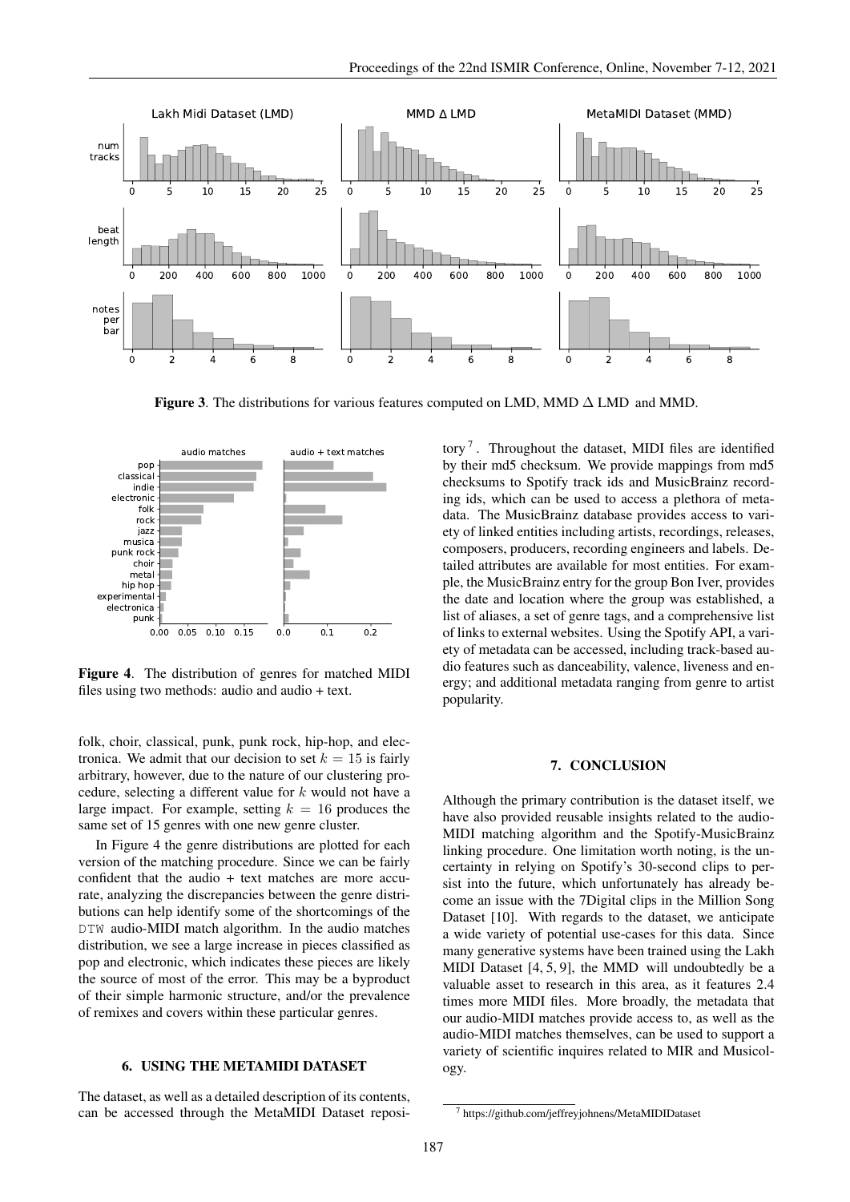**Figure 3**. The distributions for various features computed on LMD, MMD $\Delta$ LMD and MMD.

**Figure 4**. The distribution of genres for matched MIDI files using two methods: audio and audio + text.

folk, choir, classical, punk, punk rock, hip-hop, and electronica. We admit that our decision to set $k = 15$ is fairly arbitrary, however, due to the nature of our clustering procedure, selecting a different value for $k$ would not have a large impact. For example, setting $k = 16$ produces the same set of 15 genres with one new genre cluster.

In Figure 4 the genre distributions are plotted for each version of the matching procedure. Since we can be fairly confident that the audio + text matches are more accurate, analyzing the discrepancies between the genre distributions can help identify some of the shortcomings of the `DTW` audio-MIDI match algorithm. In the audio matches distribution, we see a large increase in pieces classified as pop and electronic, which indicates these pieces are likely the source of most of the error. This may be a byproduct of their simple harmonic structure, and/or the prevalence of remixes and covers within these particular genres.

## 6. USING THE METAMIDI DATASET

The dataset, as well as a detailed description of its contents, can be accessed through the MetaMIDI Dataset repository [7]. Throughout the dataset, MIDI files are identified by their md5 checksum. We provide mappings from md5 checksums to Spotify track ids and MusicBrainz recording ids, which can be used to access a plethora of metadata. The MusicBrainz database provides access to variety of linked entities including artists, recordings, releases, composers, producers, recording engineers and labels. Detailed attributes are available for most entities. For example, the MusicBrainz entry for the group Bon Iver, provides the date and location where the group was established, a list of aliases, a set of genre tags, and a comprehensive list of links to external websites. Using the Spotify API, a variety of metadata can be accessed, including track-based audio features such as danceability, valence, liveness and energy; and additional metadata ranging from genre to artist popularity.

## 7. CONCLUSION

Although the primary contribution is the dataset itself, we have also provided reusable insights related to the audio-MIDI matching algorithm and the Spotify-MusicBrainz linking procedure. One limitation worth noting, is the uncertainty in relying on Spotify's 30-second clips to persist into the future, which unfortunately has already become an issue with the 7Digital clips in the Million Song Dataset [10]. With regards to the dataset, we anticipate a wide variety of potential use-cases for this data. Since many generative systems have been trained using the Lakh MIDI Dataset [4, 5, 9], the MMD will undoubtedly be a valuable asset to research in this area, as it features 2.4 times more MIDI files. More broadly, the metadata that our audio-MIDI matches provide access to, as well as the audio-MIDI matches themselves, can be used to support a variety of scientific inquires related to MIR and Musicology.

[7] https://github.com/jeffreyjohnens/MetaMIDIDataset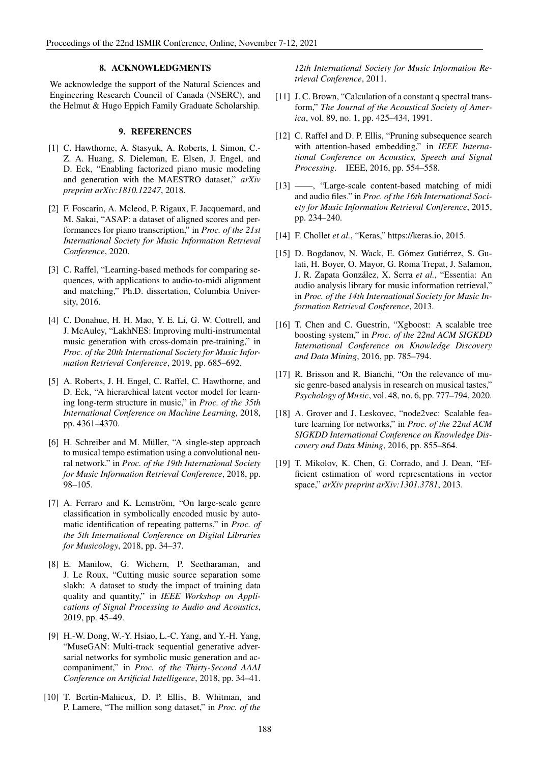## 8. ACKNOWLEDGMENTS

We acknowledge the support of the Natural Sciences and Engineering Research Council of Canada (NSERC), and the Helmut & Hugo Eppich Family Graduate Scholarship.

## 9. REFERENCES

[1] C. Hawthorne, A. Stasyuk, A. Roberts, I. Simon, C.-Z. A. Huang, S. Dieleman, E. Elsen, J. Engel, and D. Eck, "Enabling factorized piano music modeling and generation with the MAESTRO dataset," *arXiv preprint arXiv:1810.12247*, 2018.

[2] F. Foscarin, A. Mcleod, P. Rigaux, F. Jacquemard, and M. Sakai, "ASAP: a dataset of aligned scores and performances for piano transcription," in *Proc. of the 21st International Society for Music Information Retrieval Conference*, 2020.

[3] C. Raffel, "Learning-based methods for comparing sequences, with applications to audio-to-midi alignment and matching," Ph.D. dissertation, Columbia University, 2016.

[4] C. Donahue, H. H. Mao, Y. E. Li, G. W. Cottrell, and J. McAuley, "LakhNES: Improving multi-instrumental music generation with cross-domain pre-training," in *Proc. of the 20th International Society for Music Information Retrieval Conference*, 2019, pp. 685–692.

[5] A. Roberts, J. H. Engel, C. Raffel, C. Hawthorne, and D. Eck, "A hierarchical latent vector model for learning long-term structure in music," in *Proc. of the 35th International Conference on Machine Learning*, 2018, pp. 4361–4370.

[6] H. Schreiber and M. Müller, "A single-step approach to musical tempo estimation using a convolutional neural network." in *Proc. of the 19th International Society for Music Information Retrieval Conference*, 2018, pp. 98–105.

[7] A. Ferraro and K. Lemström, "On large-scale genre classification in symbolically encoded music by automatic identification of repeating patterns," in *Proc. of the 5th International Conference on Digital Libraries for Musicology*, 2018, pp. 34–37.

[8] E. Manilow, G. Wichern, P. Seetharaman, and J. Le Roux, "Cutting music source separation some slakh: A dataset to study the impact of training data quality and quantity," in *IEEE Workshop on Applications of Signal Processing to Audio and Acoustics*, 2019, pp. 45–49.

[9] H.-W. Dong, W.-Y. Hsiao, L.-C. Yang, and Y.-H. Yang, "MuseGAN: Multi-track sequential generative adversarial networks for symbolic music generation and accompaniment," in *Proc. of the Thirty-Second AAAI Conference on Artificial Intelligence*, 2018, pp. 34–41.

[10] T. Bertin-Mahieux, D. P. Ellis, B. Whitman, and P. Lamere, "The million song dataset," in *Proc. of the 12th International Society for Music Information Retrieval Conference*, 2011.

[11] J. C. Brown, "Calculation of a constant q spectral transform," *The Journal of the Acoustical Society of America*, vol. 89, no. 1, pp. 425–434, 1991.

[12] C. Raffel and D. P. Ellis, "Pruning subsequence search with attention-based embedding," in *IEEE International Conference on Acoustics, Speech and Signal Processing*. IEEE, 2016, pp. 554–558.

[13] ——, "Large-scale content-based matching of midi and audio files." in *Proc. of the 16th International Society for Music Information Retrieval Conference*, 2015, pp. 234–240.

[14] F. Chollet *et al.*, "Keras," https://keras.io, 2015.

[15] D. Bogdanov, N. Wack, E. Gómez Gutiérrez, S. Gulati, H. Boyer, O. Mayor, G. Roma Trepat, J. Salamon, J. R. Zapata González, X. Serra *et al.*, "Essentia: An audio analysis library for music information retrieval," in *Proc. of the 14th International Society for Music Information Retrieval Conference*, 2013.

[16] T. Chen and C. Guestrin, "Xgboost: A scalable tree boosting system," in *Proc. of the 22nd ACM SIGKDD International Conference on Knowledge Discovery and Data Mining*, 2016, pp. 785–794.

[17] R. Brisson and R. Bianchi, "On the relevance of music genre-based analysis in research on musical tastes," *Psychology of Music*, vol. 48, no. 6, pp. 777–794, 2020.

[18] A. Grover and J. Leskovec, "node2vec: Scalable feature learning for networks," in *Proc. of the 22nd ACM SIGKDD International Conference on Knowledge Discovery and Data Mining*, 2016, pp. 855–864.

[19] T. Mikolov, K. Chen, G. Corrado, and J. Dean, "Efficient estimation of word representations in vector space," *arXiv preprint arXiv:1301.3781*, 2013.